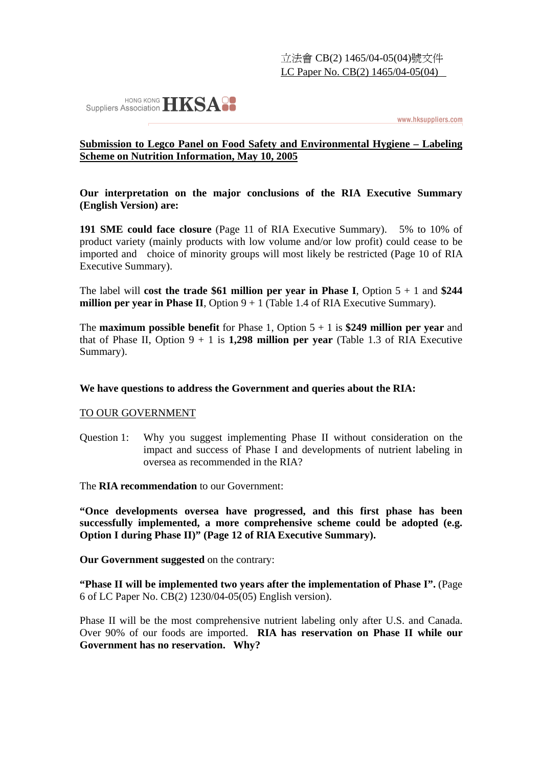立法會 CB(2) 1465/04-05(04)號文件
LC Paper No. CB(2) 1465/04-05(04)

HONG KONG Suppliers Association **HKSA**

www.hksuppliers.com

**Submission to Legco Panel on Food Safety and Environmental Hygiene – Labeling Scheme on Nutrition Information, May 10, 2005**

**Our interpretation on the major conclusions of the RIA Executive Summary (English Version) are:**

**191 SME could face closure** (Page 11 of RIA Executive Summary). 5% to 10% of product variety (mainly products with low volume and/or low profit) could cease to be imported and choice of minority groups will most likely be restricted (Page 10 of RIA Executive Summary).

The label will **cost the trade $61 million per year in Phase I**, Option 5 + 1 and **$244 million per year in Phase II**, Option 9 + 1 (Table 1.4 of RIA Executive Summary).

The **maximum possible benefit** for Phase 1, Option 5 + 1 is **$249 million per year** and that of Phase II, Option 9 + 1 is **1,298 million per year** (Table 1.3 of RIA Executive Summary).

**We have questions to address the Government and queries about the RIA:**

TO OUR GOVERNMENT

Question 1: Why you suggest implementing Phase II without consideration on the impact and success of Phase I and developments of nutrient labeling in oversea as recommended in the RIA?

The **RIA recommendation** to our Government:

**"Once developments oversea have progressed, and this first phase has been successfully implemented, a more comprehensive scheme could be adopted (e.g. Option I during Phase II)" (Page 12 of RIA Executive Summary).**

**Our Government suggested** on the contrary:

**"Phase II will be implemented two years after the implementation of Phase I".** (Page 6 of LC Paper No. CB(2) 1230/04-05(05) English version).

Phase II will be the most comprehensive nutrient labeling only after U.S. and Canada. Over 90% of our foods are imported. **RIA has reservation on Phase II while our Government has no reservation. Why?**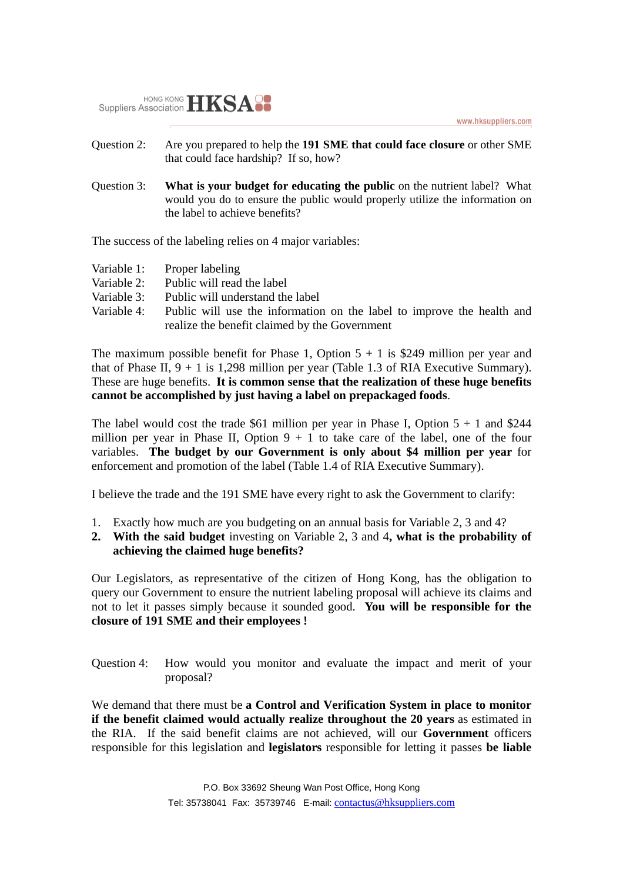Question 2: Are you prepared to help the **191 SME that could face closure** or other SME that could face hardship? If so, how?

Question 3: **What is your budget for educating the public** on the nutrient label? What would you do to ensure the public would properly utilize the information on the label to achieve benefits?

The success of the labeling relies on 4 major variables:

Variable 1: Proper labeling
Variable 2: Public will read the label
Variable 3: Public will understand the label
Variable 4: Public will use the information on the label to improve the health and realize the benefit claimed by the Government

The maximum possible benefit for Phase 1, Option 5 + 1 is $249 million per year and that of Phase II, 9 + 1 is 1,298 million per year (Table 1.3 of RIA Executive Summary). These are huge benefits. **It is common sense that the realization of these huge benefits cannot be accomplished by just having a label on prepackaged foods**.

The label would cost the trade $61 million per year in Phase I, Option 5 + 1 and $244 million per year in Phase II, Option 9 + 1 to take care of the label, one of the four variables. **The budget by our Government is only about $4 million per year** for enforcement and promotion of the label (Table 1.4 of RIA Executive Summary).

I believe the trade and the 191 SME have every right to ask the Government to clarify:

1. Exactly how much are you budgeting on an annual basis for Variable 2, 3 and 4?
2. **With the said budget** investing on Variable 2, 3 and 4**, what is the probability of achieving the claimed huge benefits?**

Our Legislators, as representative of the citizen of Hong Kong, has the obligation to query our Government to ensure the nutrient labeling proposal will achieve its claims and not to let it passes simply because it sounded good. **You will be responsible for the closure of 191 SME and their employees !**

Question 4: How would you monitor and evaluate the impact and merit of your proposal?

We demand that there must be **a Control and Verification System in place to monitor if the benefit claimed would actually realize throughout the 20 years** as estimated in the RIA. If the said benefit claims are not achieved, will our **Government** officers responsible for this legislation and **legislators** responsible for letting it passes **be liable**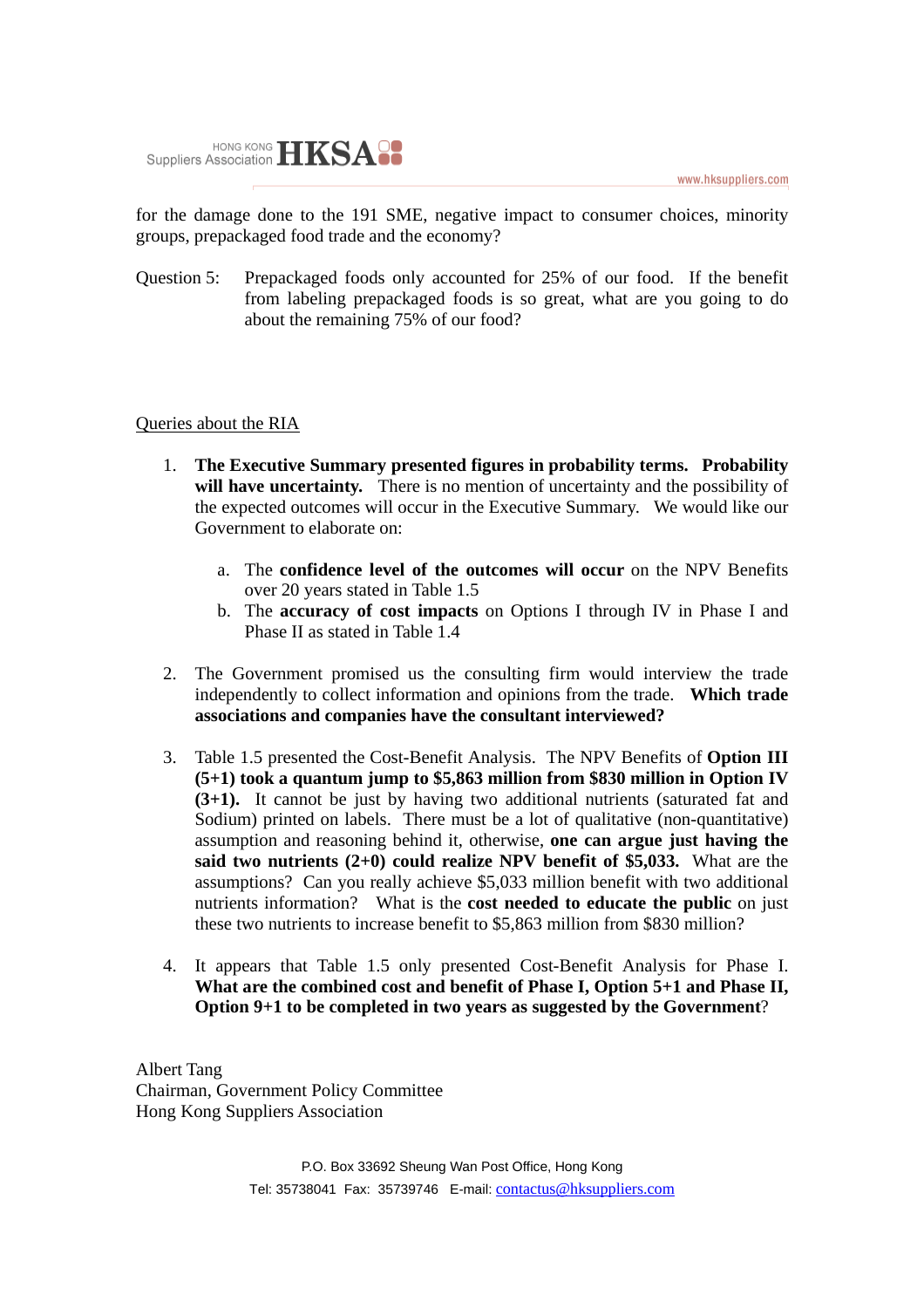for the damage done to the 191 SME, negative impact to consumer choices, minority groups, prepackaged food trade and the economy?

Question 5: Prepackaged foods only accounted for 25% of our food. If the benefit from labeling prepackaged foods is so great, what are you going to do about the remaining 75% of our food?

Queries about the RIA

1. **The Executive Summary presented figures in probability terms. Probability will have uncertainty.** There is no mention of uncertainty and the possibility of the expected outcomes will occur in the Executive Summary. We would like our Government to elaborate on:

   a. The **confidence level of the outcomes will occur** on the NPV Benefits over 20 years stated in Table 1.5
   b. The **accuracy of cost impacts** on Options I through IV in Phase I and Phase II as stated in Table 1.4

2. The Government promised us the consulting firm would interview the trade independently to collect information and opinions from the trade. **Which trade associations and companies have the consultant interviewed?**

3. Table 1.5 presented the Cost-Benefit Analysis. The NPV Benefits of **Option III (5+1) took a quantum jump to $5,863 million from $830 million in Option IV (3+1).** It cannot be just by having two additional nutrients (saturated fat and Sodium) printed on labels. There must be a lot of qualitative (non-quantitative) assumption and reasoning behind it, otherwise, **one can argue just having the said two nutrients (2+0) could realize NPV benefit of $5,033.** What are the assumptions? Can you really achieve $5,033 million benefit with two additional nutrients information? What is the **cost needed to educate the public** on just these two nutrients to increase benefit to $5,863 million from $830 million?

4. It appears that Table 1.5 only presented Cost-Benefit Analysis for Phase I. **What are the combined cost and benefit of Phase I, Option 5+1 and Phase II, Option 9+1 to be completed in two years as suggested by the Government**?

Albert Tang
Chairman, Government Policy Committee
Hong Kong Suppliers Association